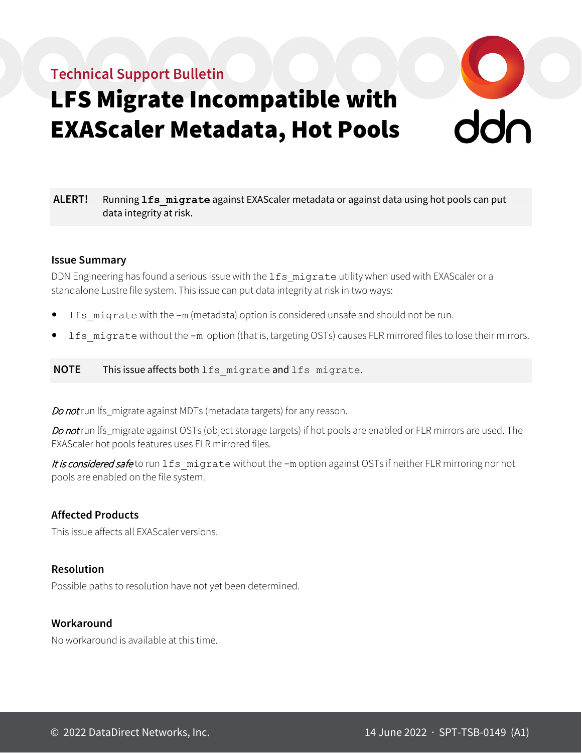Technical Support Bulletin

# LFS Migrate Incompatible with EXAScaler Metadata, Hot Pools

**ALERT!** Running **`lfs_migrate`** against EXAScaler metadata or against data using hot pools can put data integrity at risk.

## Issue Summary

DDN Engineering has found a serious issue with the `lfs_migrate` utility when used with EXAScaler or a standalone Lustre file system. This issue can put data integrity at risk in two ways:

- `lfs_migrate` with the `-m` (metadata) option is considered unsafe and should not be run.
- `lfs_migrate` without the `-m` option (that is, targeting OSTs) causes FLR mirrored files to lose their mirrors.

**NOTE** This issue affects both `lfs_migrate` and `lfs migrate`.

*Do not* run lfs_migrate against MDTs (metadata targets) for any reason.

*Do not* run lfs_migrate against OSTs (object storage targets) if hot pools are enabled or FLR mirrors are used. The EXAScaler hot pools features uses FLR mirrored files.

*It is considered safe* to run `lfs_migrate` without the `-m` option against OSTs if neither FLR mirroring nor hot pools are enabled on the file system.

## Affected Products

This issue affects all EXAScaler versions.

## Resolution

Possible paths to resolution have not yet been determined.

## Workaround

No workaround is available at this time.

© 2022 DataDirect Networks, Inc. 14 June 2022 · SPT-TSB-0149 (A1)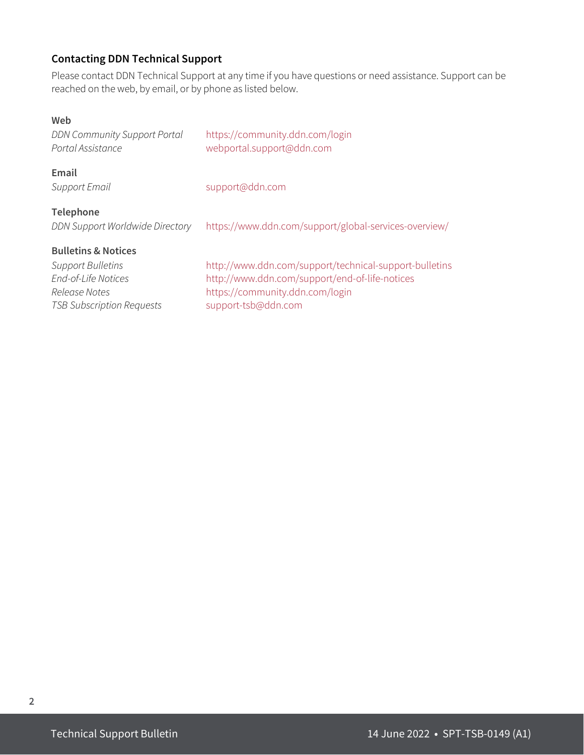## Contacting DDN Technical Support

Please contact DDN Technical Support at any time if you have questions or need assistance. Support can be reached on the web, by email, or by phone as listed below.

**Web**

*DDN Community Support Portal* https://community.ddn.com/login
*Portal Assistance* webportal.support@ddn.com

**Email**

*Support Email* support@ddn.com

**Telephone**

*DDN Support Worldwide Directory* https://www.ddn.com/support/global-services-overview/

**Bulletins & Notices**

*Support Bulletins* http://www.ddn.com/support/technical-support-bulletins
*End-of-Life Notices* http://www.ddn.com/support/end-of-life-notices
*Release Notes* https://community.ddn.com/login
*TSB Subscription Requests* support-tsb@ddn.com